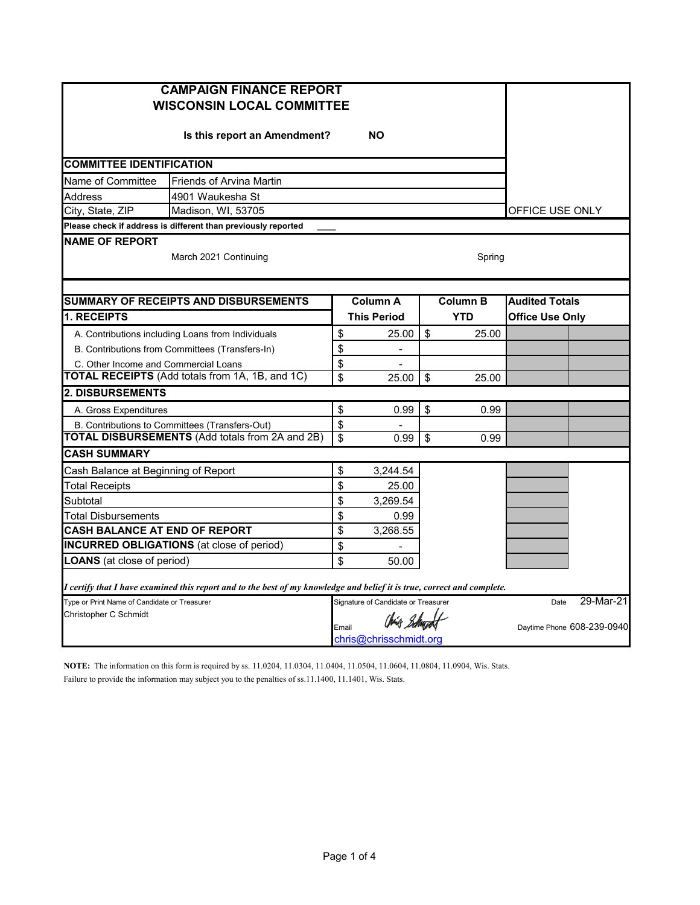# CAMPAIGN FINANCE REPORT
## WISCONSIN LOCAL COMMITTEE

**Is this report an Amendment?** **NO**

OFFICE USE ONLY

| **COMMITTEE IDENTIFICATION** | |
|---|---|
| Name of Committee | Friends of Arvina Martin |
| Address | 4901 Waukesha St |
| City, State, ZIP | Madison, WI, 53705 |

**Please check if address is different than previously reported** ____

**NAME OF REPORT**

March 2021 Continuing — Spring

| **SUMMARY OF RECEIPTS AND DISBURSEMENTS** | **Column A** | **Column B** | **Audited Totals** |
|---|---|---|---|
| **1. RECEIPTS** | **This Period** | **YTD** | **Office Use Only** |
| A. Contributions including Loans from Individuals | $ 25.00 | $ 25.00 | |
| B. Contributions from Committees (Transfers-In) | $ - | | |
| C. Other Income and Commercial Loans | $ - | | |
| **TOTAL RECEIPTS** (Add totals from 1A, 1B, and 1C) | $ 25.00 | $ 25.00 | |
| **2. DISBURSEMENTS** | | | |
| A. Gross Expenditures | $ 0.99 | $ 0.99 | |
| B. Contributions to Committees (Transfers-Out) | $ - | | |
| **TOTAL DISBURSEMENTS** (Add totals from 2A and 2B) | $ 0.99 | $ 0.99 | |
| **CASH SUMMARY** | | | |
| Cash Balance at Beginning of Report | $ 3,244.54 | | |
| Total Receipts | $ 25.00 | | |
| Subtotal | $ 3,269.54 | | |
| Total Disbursements | $ 0.99 | | |
| **CASH BALANCE AT END OF REPORT** | $ 3,268.55 | | |
| **INCURRED OBLIGATIONS** (at close of period) | $ - | | |
| **LOANS** (at close of period) | $ 50.00 | | |

***I certify that I have examined this report and to the best of my knowledge and belief it is true, correct and complete.***

| Type or Print Name of Candidate or Treasurer | Signature of Candidate or Treasurer | Date 29-Mar-21 |
|---|---|---|
| Christopher C Schmidt | Email chris@chrisschmidt.org | Daytime Phone 608-239-0940 |

**NOTE:** The information on this form is required by ss. 11.0204, 11.0304, 11.0404, 11.0504, 11.0604, 11.0804, 11.0904, Wis. Stats. Failure to provide the information may subject you to the penalties of ss.11.1400, 11.1401, Wis. Stats.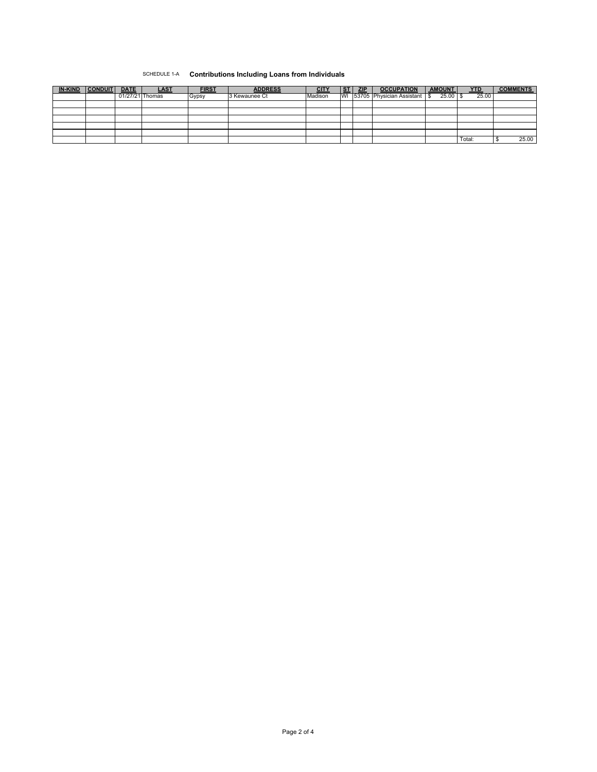SCHEDULE 1-A **Contributions Including Loans from Individuals**

| IN-KIND | CONDUIT | DATE | LAST | FIRST | ADDRESS | CITY | ST | ZIP | OCCUPATION | AMOUNT | YTD | COMMENTS |
|---|---|---|---|---|---|---|---|---|---|---|---|---|
| | | 01/27/21 | Thomas | Gypsy | 3 Kewaunee Ct | Madison | WI | 53705 | Physician Assistant | $ 25.00 | $ 25.00 | |
| | | | | | | | | | | | | |
| | | | | | | | | | | | | |
| | | | | | | | | | | | | |
| | | | | | | | | | | | | |
| | | | | | | | | | | | | |
| | | | | | | | | | | | Total: | $ 25.00 |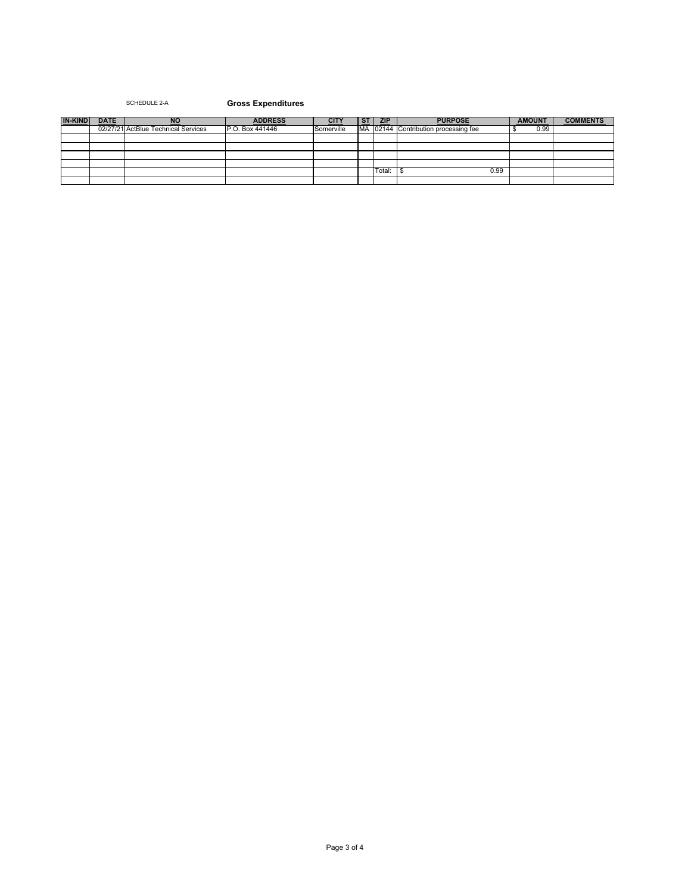SCHEDULE 2-A

**Gross Expenditures**

| IN-KIND | DATE | NO | ADDRESS | CITY | ST | ZIP | PURPOSE | AMOUNT | COMMENTS |
|---|---|---|---|---|---|---|---|---|---|
| | 02/27/21 | ActBlue Technical Services | P.O. Box 441446 | Somerville | MA | 02144 | Contribution processing fee | $ 0.99 | |
| | | | | | | | | | |
| | | | | | | | | | |
| | | | | | | | | | |
| | | | | | | | | | |
| | | | | | | Total: | $ 0.99 | | |
| | | | | | | | | | |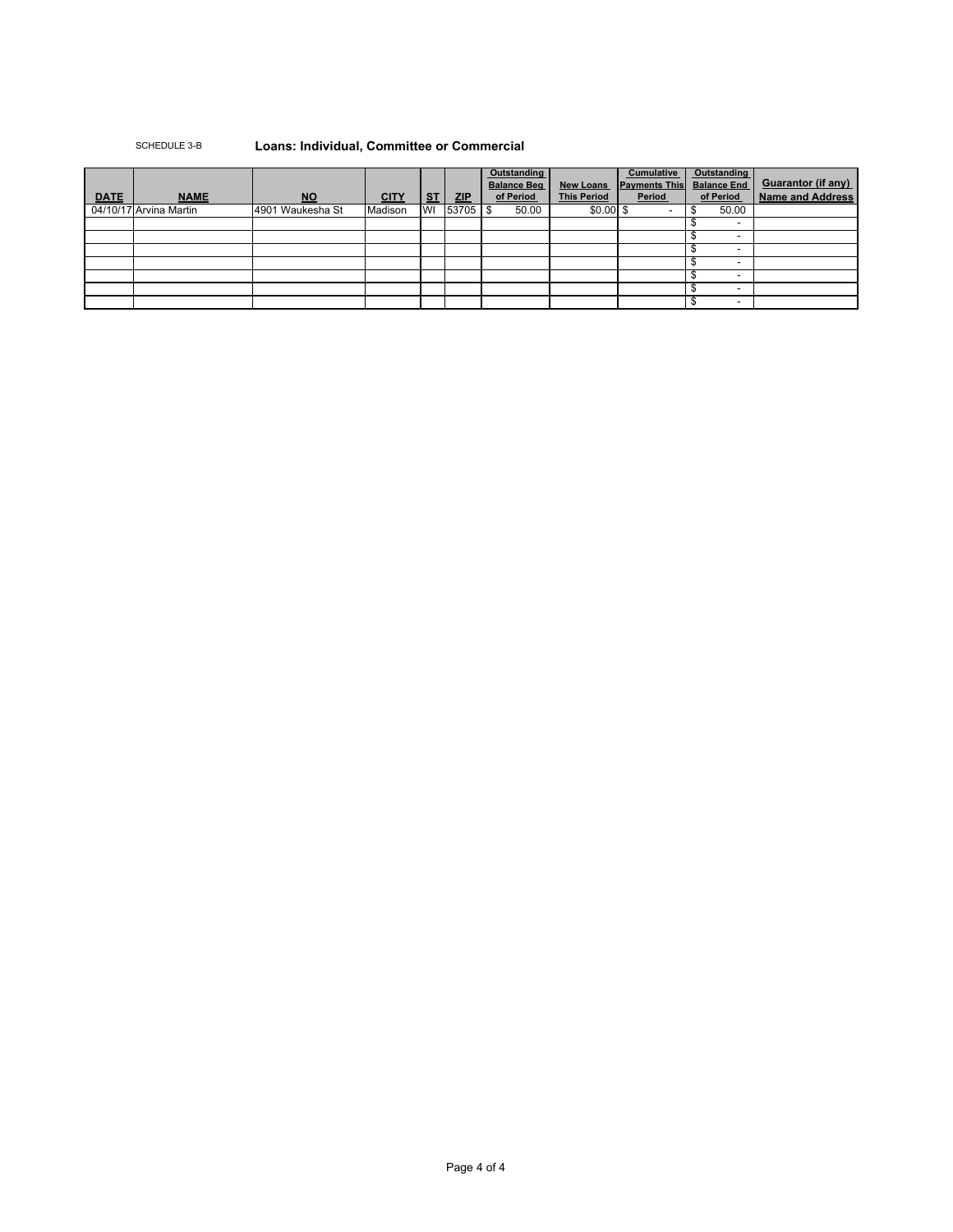SCHEDULE 3-B **Loans: Individual, Committee or Commercial**

| DATE | NAME | NO | CITY | ST | ZIP | Outstanding Balance Beg of Period | New Loans This Period | Cumulative Payments This Period | Outstanding Balance End of Period | Guarantor (if any) Name and Address |
|---|---|---|---|---|---|---|---|---|---|---|
| 04/10/17 | Arvina Martin | 4901 Waukesha St | Madison | WI | 53705 | $ 50.00 | $0.00 | $ - | $ 50.00 | |
| | | | | | | | | | $ - | |
| | | | | | | | | | $ - | |
| | | | | | | | | | $ - | |
| | | | | | | | | | $ - | |
| | | | | | | | | | $ - | |
| | | | | | | | | | $ - | |
| | | | | | | | | | $ - | |